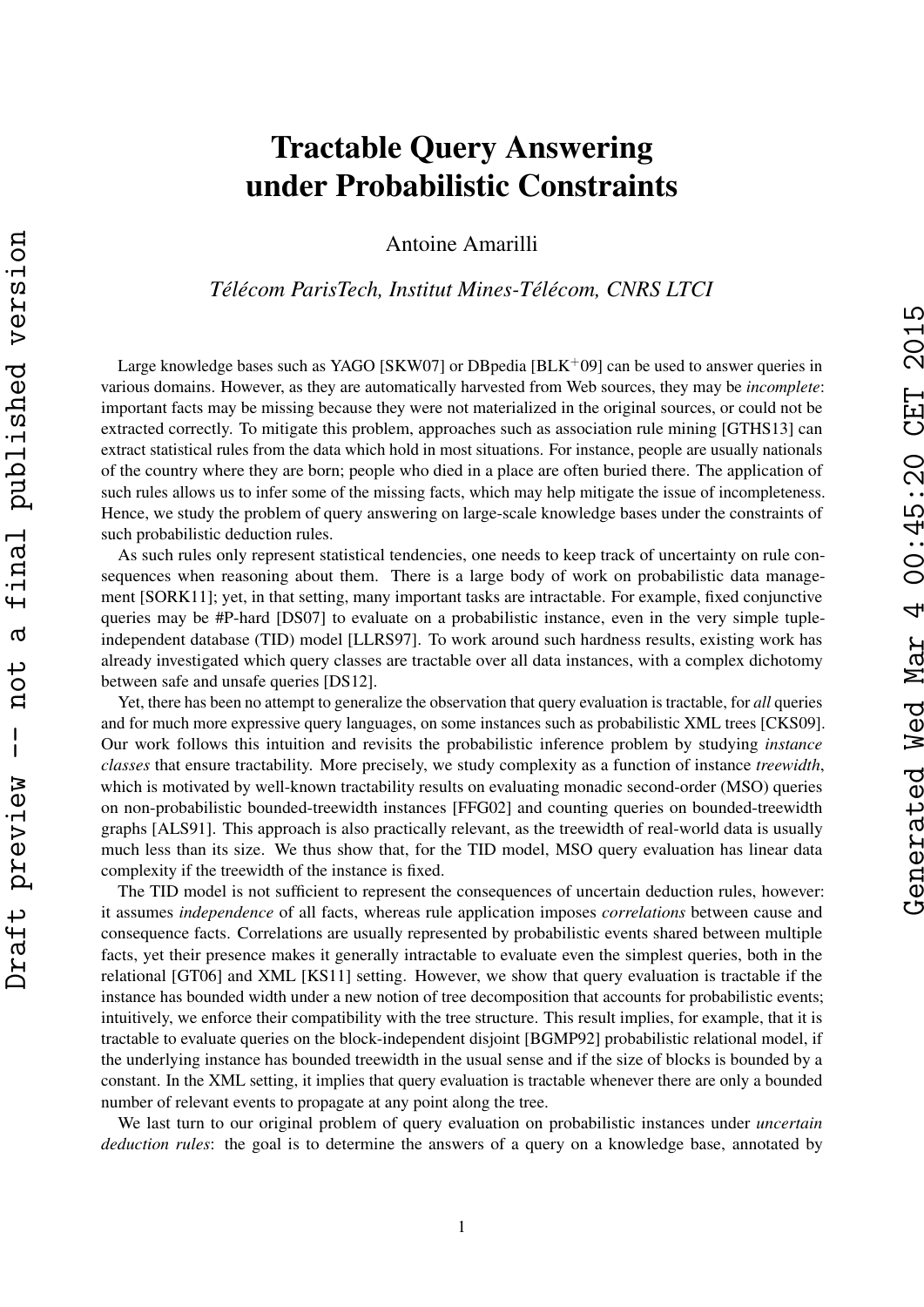# Tractable Query Answering under Probabilistic Constraints

Antoine Amarilli

*Télécom ParisTech, Institut Mines-Télécom, CNRS LTCI*

Large knowledge bases such as YAGO [SKW07] or DBpedia [BLK+09] can be used to answer queries in various domains. However, as they are automatically harvested from Web sources, they may be *incomplete*: important facts may be missing because they were not materialized in the original sources, or could not be extracted correctly. To mitigate this problem, approaches such as association rule mining [GTHS13] can extract statistical rules from the data which hold in most situations. For instance, people are usually nationals of the country where they are born; people who died in a place are often buried there. The application of such rules allows us to infer some of the missing facts, which may help mitigate the issue of incompleteness. Hence, we study the problem of query answering on large-scale knowledge bases under the constraints of such probabilistic deduction rules.

As such rules only represent statistical tendencies, one needs to keep track of uncertainty on rule consequences when reasoning about them. There is a large body of work on probabilistic data management [SORK11]; yet, in that setting, many important tasks are intractable. For example, fixed conjunctive queries may be #P-hard [DS07] to evaluate on a probabilistic instance, even in the very simple tuple-independent database (TID) model [LLRS97]. To work around such hardness results, existing work has already investigated which query classes are tractable over all data instances, with a complex dichotomy between safe and unsafe queries [DS12].

Yet, there has been no attempt to generalize the observation that query evaluation is tractable, for *all* queries and for much more expressive query languages, on some instances such as probabilistic XML trees [CKS09]. Our work follows this intuition and revisits the probabilistic inference problem by studying *instance classes* that ensure tractability. More precisely, we study complexity as a function of instance *treewidth*, which is motivated by well-known tractability results on evaluating monadic second-order (MSO) queries on non-probabilistic bounded-treewidth instances [FFG02] and counting queries on bounded-treewidth graphs [ALS91]. This approach is also practically relevant, as the treewidth of real-world data is usually much less than its size. We thus show that, for the TID model, MSO query evaluation has linear data complexity if the treewidth of the instance is fixed.

The TID model is not sufficient to represent the consequences of uncertain deduction rules, however: it assumes *independence* of all facts, whereas rule application imposes *correlations* between cause and consequence facts. Correlations are usually represented by probabilistic events shared between multiple facts, yet their presence makes it generally intractable to evaluate even the simplest queries, both in the relational [GT06] and XML [KS11] setting. However, we show that query evaluation is tractable if the instance has bounded width under a new notion of tree decomposition that accounts for probabilistic events; intuitively, we enforce their compatibility with the tree structure. This result implies, for example, that it is tractable to evaluate queries on the block-independent disjoint [BGMP92] probabilistic relational model, if the underlying instance has bounded treewidth in the usual sense and if the size of blocks is bounded by a constant. In the XML setting, it implies that query evaluation is tractable whenever there are only a bounded number of relevant events to propagate at any point along the tree.

We last turn to our original problem of query evaluation on probabilistic instances under *uncertain deduction rules*: the goal is to determine the answers of a query on a knowledge base, annotated by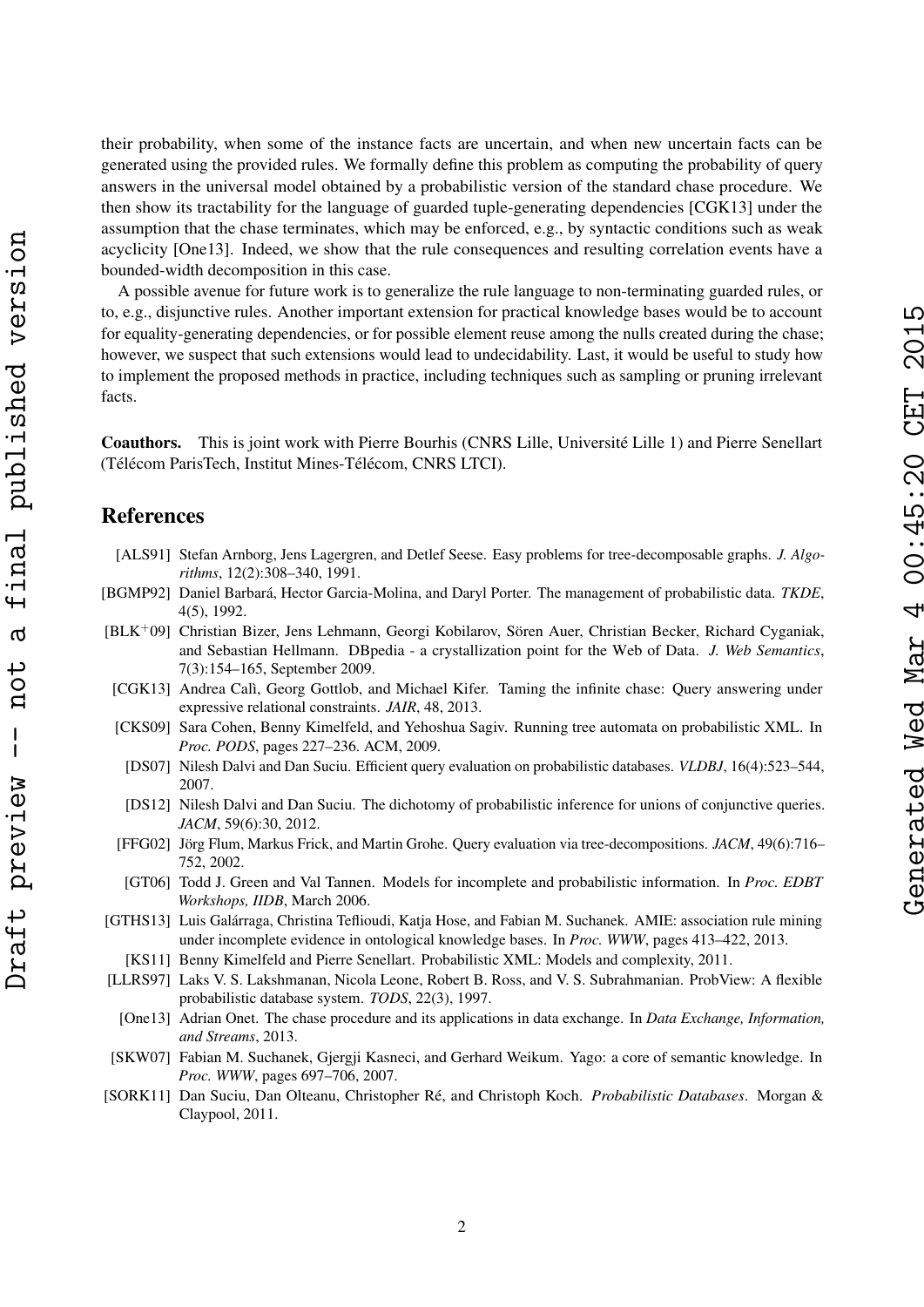their probability, when some of the instance facts are uncertain, and when new uncertain facts can be generated using the provided rules. We formally define this problem as computing the probability of query answers in the universal model obtained by a probabilistic version of the standard chase procedure. We then show its tractability for the language of guarded tuple-generating dependencies [CGK13] under the assumption that the chase terminates, which may be enforced, e.g., by syntactic conditions such as weak acyclicity [One13]. Indeed, we show that the rule consequences and resulting correlation events have a bounded-width decomposition in this case.

A possible avenue for future work is to generalize the rule language to non-terminating guarded rules, or to, e.g., disjunctive rules. Another important extension for practical knowledge bases would be to account for equality-generating dependencies, or for possible element reuse among the nulls created during the chase; however, we suspect that such extensions would lead to undecidability. Last, it would be useful to study how to implement the proposed methods in practice, including techniques such as sampling or pruning irrelevant facts.

**Coauthors.** This is joint work with Pierre Bourhis (CNRS Lille, Université Lille 1) and Pierre Senellart (Télécom ParisTech, Institut Mines-Télécom, CNRS LTCI).

## References

[ALS91] Stefan Arnborg, Jens Lagergren, and Detlef Seese. Easy problems for tree-decomposable graphs. *J. Algorithms*, 12(2):308–340, 1991.

[BGMP92] Daniel Barbará, Hector Garcia-Molina, and Daryl Porter. The management of probabilistic data. *TKDE*, 4(5), 1992.

[BLK+09] Christian Bizer, Jens Lehmann, Georgi Kobilarov, Sören Auer, Christian Becker, Richard Cyganiak, and Sebastian Hellmann. DBpedia - a crystallization point for the Web of Data. *J. Web Semantics*, 7(3):154–165, September 2009.

[CGK13] Andrea Calì, Georg Gottlob, and Michael Kifer. Taming the infinite chase: Query answering under expressive relational constraints. *JAIR*, 48, 2013.

[CKS09] Sara Cohen, Benny Kimelfeld, and Yehoshua Sagiv. Running tree automata on probabilistic XML. In *Proc. PODS*, pages 227–236. ACM, 2009.

[DS07] Nilesh Dalvi and Dan Suciu. Efficient query evaluation on probabilistic databases. *VLDBJ*, 16(4):523–544, 2007.

[DS12] Nilesh Dalvi and Dan Suciu. The dichotomy of probabilistic inference for unions of conjunctive queries. *JACM*, 59(6):30, 2012.

[FFG02] Jörg Flum, Markus Frick, and Martin Grohe. Query evaluation via tree-decompositions. *JACM*, 49(6):716–752, 2002.

[GT06] Todd J. Green and Val Tannen. Models for incomplete and probabilistic information. In *Proc. EDBT Workshops, IIDB*, March 2006.

[GTHS13] Luis Galárraga, Christina Teflioudi, Katja Hose, and Fabian M. Suchanek. AMIE: association rule mining under incomplete evidence in ontological knowledge bases. In *Proc. WWW*, pages 413–422, 2013.

[KS11] Benny Kimelfeld and Pierre Senellart. Probabilistic XML: Models and complexity, 2011.

[LLRS97] Laks V. S. Lakshmanan, Nicola Leone, Robert B. Ross, and V. S. Subrahmanian. ProbView: A flexible probabilistic database system. *TODS*, 22(3), 1997.

[One13] Adrian Onet. The chase procedure and its applications in data exchange. In *Data Exchange, Information, and Streams*, 2013.

[SKW07] Fabian M. Suchanek, Gjergji Kasneci, and Gerhard Weikum. Yago: a core of semantic knowledge. In *Proc. WWW*, pages 697–706, 2007.

[SORK11] Dan Suciu, Dan Olteanu, Christopher Ré, and Christoph Koch. *Probabilistic Databases*. Morgan & Claypool, 2011.